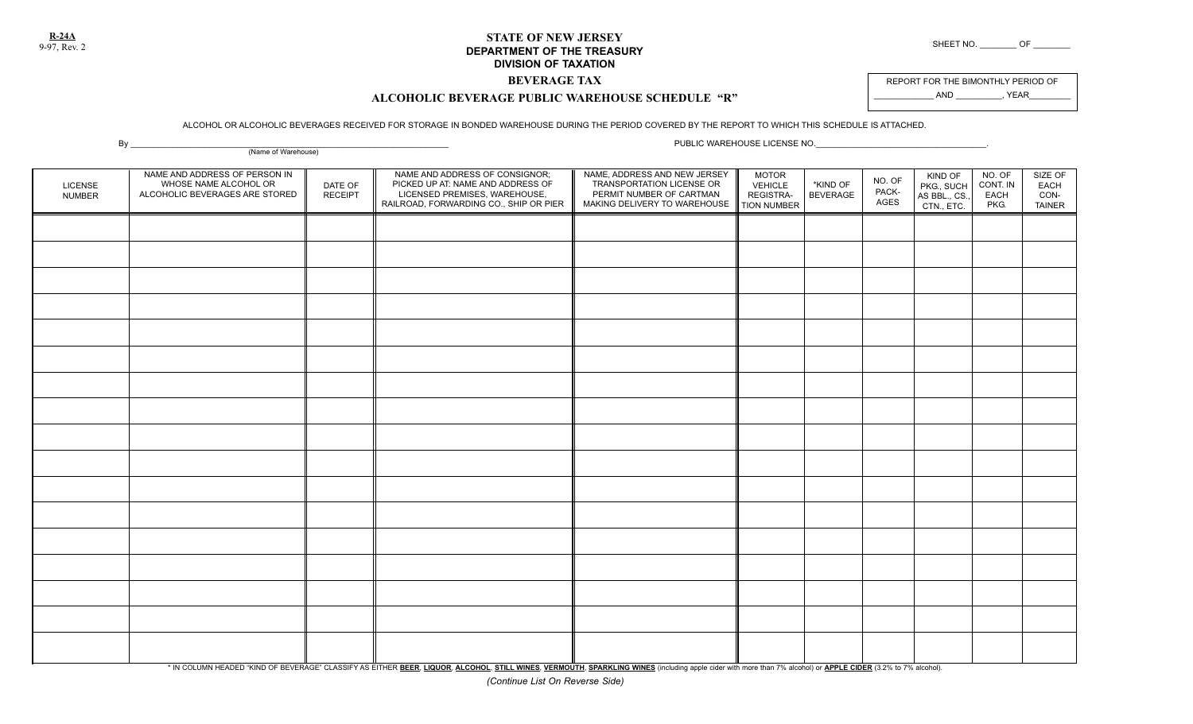**R-24A**
9-97, Rev. 2

SHEET NO. ________ OF ________

# STATE OF NEW JERSEY
## DEPARTMENT OF THE TREASURY
## DIVISION OF TAXATION

### BEVERAGE TAX

### ALCOHOLIC BEVERAGE PUBLIC WAREHOUSE SCHEDULE "R"

REPORT FOR THE BIMONTHLY PERIOD OF
____________ AND __________, YEAR________

ALCOHOL OR ALCOHOLIC BEVERAGES RECEIVED FOR STORAGE IN BONDED WAREHOUSE DURING THE PERIOD COVERED BY THE REPORT TO WHICH THIS SCHEDULE IS ATTACHED.

By ____________________________________________________________________
(Name of Warehouse)

PUBLIC WAREHOUSE LICENSE NO.____________________________________.

| LICENSE NUMBER | NAME AND ADDRESS OF PERSON IN WHOSE NAME ALCOHOL OR ALCOHOLIC BEVERAGES ARE STORED | DATE OF RECEIPT | NAME AND ADDRESS OF CONSIGNOR; PICKED UP AT: NAME AND ADDRESS OF LICENSED PREMISES, WAREHOUSE, RAILROAD, FORWARDING CO., SHIP OR PIER | NAME, ADDRESS AND NEW JERSEY TRANSPORTATION LICENSE OR PERMIT NUMBER OF CARTMAN MAKING DELIVERY TO WAREHOUSE | MOTOR VEHICLE REGISTRATION NUMBER | *KIND OF BEVERAGE | NO. OF PACKAGES | KIND OF PKG., SUCH AS BBL., CS., CTN., ETC. | NO. OF CONT. IN EACH PKG. | SIZE OF EACH CONTAINER |
|---|---|---|---|---|---|---|---|---|---|---|
| | | | | | | | | | | |
| | | | | | | | | | | |
| | | | | | | | | | | |
| | | | | | | | | | | |
| | | | | | | | | | | |
| | | | | | | | | | | |
| | | | | | | | | | | |
| | | | | | | | | | | |
| | | | | | | | | | | |
| | | | | | | | | | | |
| | | | | | | | | | | |
| | | | | | | | | | | |
| | | | | | | | | | | |
| | | | | | | | | | | |
| | | | | | | | | | | |
| | | | | | | | | | | |
| | | | | | | | | | | |

\* IN COLUMN HEADED "KIND OF BEVERAGE" CLASSIFY AS EITHER **BEER**, **LIQUOR**, **ALCOHOL**, **STILL WINES**, **VERMOUTH**, **SPARKLING WINES** (including apple cider with more than 7% alcohol) or **APPLE CIDER** (3.2% to 7% alcohol).

*(Continue List On Reverse Side)*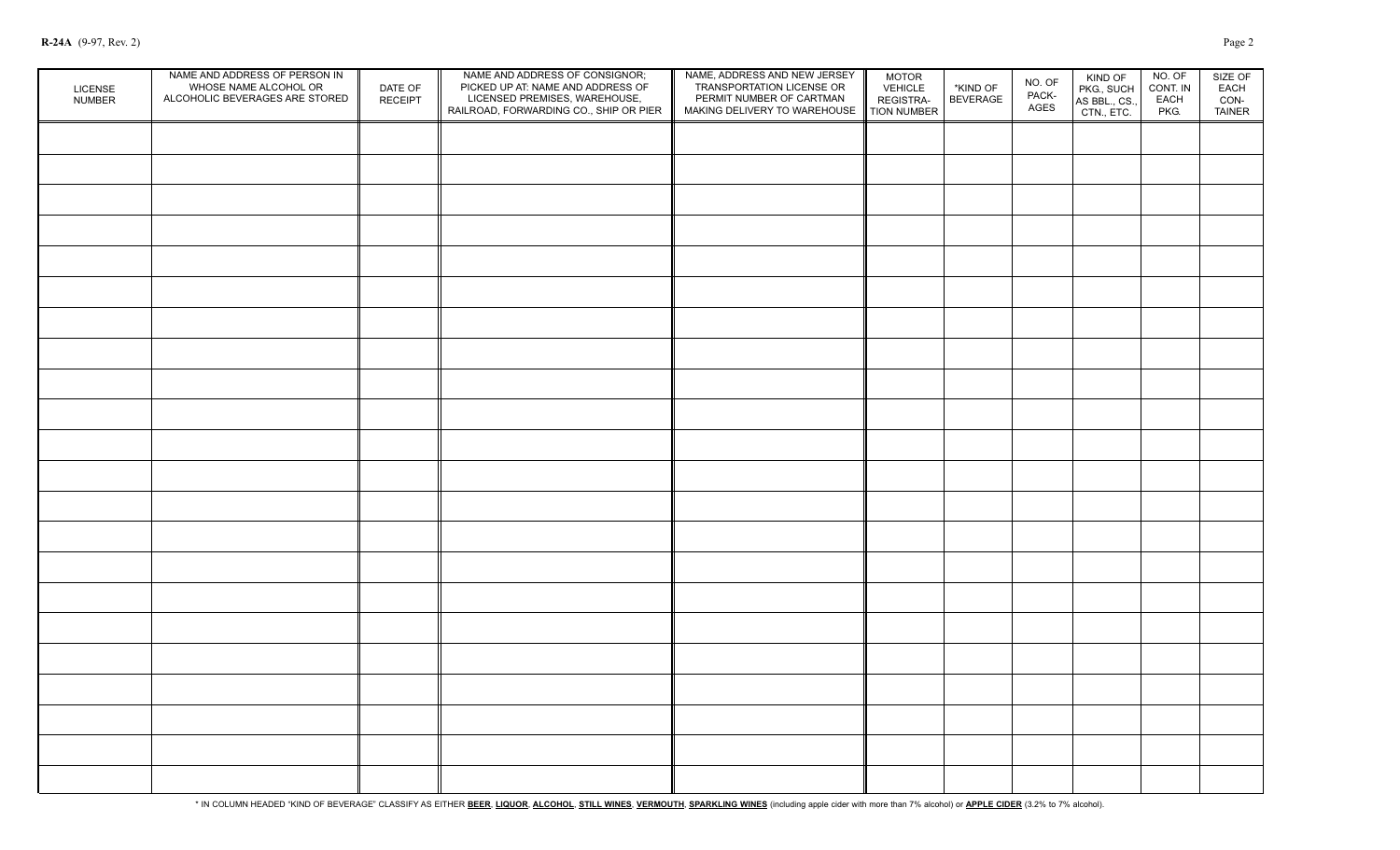**R-24A** (9-97, Rev. 2)

| LICENSE NUMBER | NAME AND ADDRESS OF PERSON IN WHOSE NAME ALCOHOL OR ALCOHOLIC BEVERAGES ARE STORED | DATE OF RECEIPT | NAME AND ADDRESS OF CONSIGNOR; PICKED UP AT: NAME AND ADDRESS OF LICENSED PREMISES, WAREHOUSE, RAILROAD, FORWARDING CO., SHIP OR PIER | NAME, ADDRESS AND NEW JERSEY TRANSPORTATION LICENSE OR PERMIT NUMBER OF CARTMAN MAKING DELIVERY TO WAREHOUSE | MOTOR VEHICLE REGISTRA-TION NUMBER | *KIND OF BEVERAGE | NO. OF PACK-AGES | KIND OF PKG., SUCH AS BBL., CS., CTN., ETC. | NO. OF CONT. IN EACH PKG. | SIZE OF EACH CON-TAINER |
|---|---|---|---|---|---|---|---|---|---|---|
| | | | | | | | | | | |
| | | | | | | | | | | |
| | | | | | | | | | | |
| | | | | | | | | | | |
| | | | | | | | | | | |
| | | | | | | | | | | |
| | | | | | | | | | | |
| | | | | | | | | | | |
| | | | | | | | | | | |
| | | | | | | | | | | |
| | | | | | | | | | | |
| | | | | | | | | | | |
| | | | | | | | | | | |
| | | | | | | | | | | |
| | | | | | | | | | | |
| | | | | | | | | | | |
| | | | | | | | | | | |
| | | | | | | | | | | |
| | | | | | | | | | | |
| | | | | | | | | | | |
| | | | | | | | | | | |
| | | | | | | | | | | |

* IN COLUMN HEADED "KIND OF BEVERAGE" CLASSIFY AS EITHER **BEER**, **LIQUOR**, **ALCOHOL**, **STILL WINES**, **VERMOUTH**, **SPARKLING WINES** (including apple cider with more than 7% alcohol) or **APPLE CIDER** (3.2% to 7% alcohol).